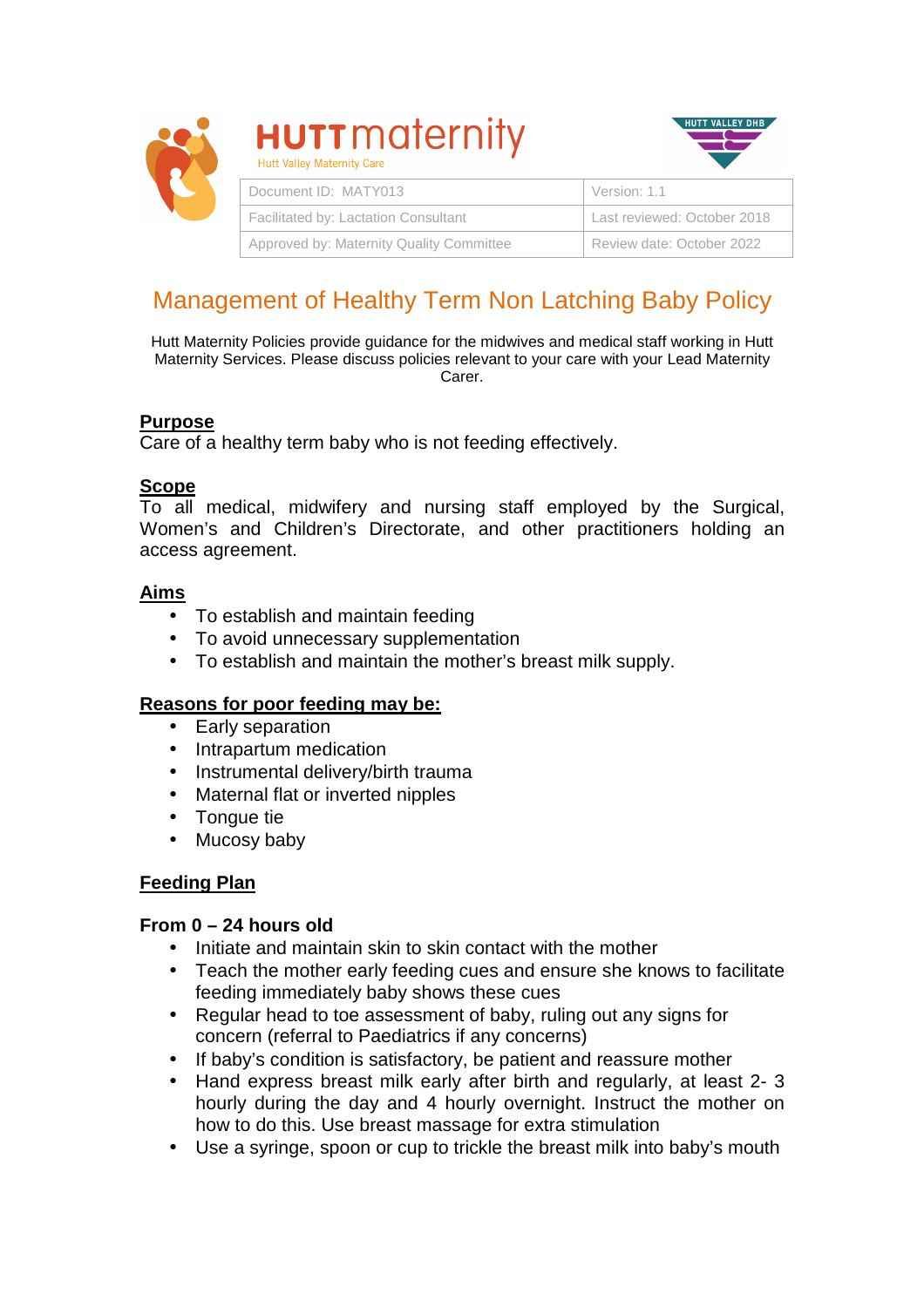**HUTT maternity**
Hutt Valley Maternity Care

HUTT VALLEY DHB

| Document ID: MATY013 | Version: 1.1 |
| --- | --- |
| Facilitated by: Lactation Consultant | Last reviewed: October 2018 |
| Approved by: Maternity Quality Committee | Review date: October 2022 |

# Management of Healthy Term Non Latching Baby Policy

Hutt Maternity Policies provide guidance for the midwives and medical staff working in Hutt Maternity Services. Please discuss policies relevant to your care with your Lead Maternity Carer.

## Purpose

Care of a healthy term baby who is not feeding effectively.

## Scope

To all medical, midwifery and nursing staff employed by the Surgical, Women's and Children's Directorate, and other practitioners holding an access agreement.

## Aims

- To establish and maintain feeding
- To avoid unnecessary supplementation
- To establish and maintain the mother's breast milk supply.

## Reasons for poor feeding may be:

- Early separation
- Intrapartum medication
- Instrumental delivery/birth trauma
- Maternal flat or inverted nipples
- Tongue tie
- Mucosy baby

## Feeding Plan

### From 0 – 24 hours old

- Initiate and maintain skin to skin contact with the mother
- Teach the mother early feeding cues and ensure she knows to facilitate feeding immediately baby shows these cues
- Regular head to toe assessment of baby, ruling out any signs for concern (referral to Paediatrics if any concerns)
- If baby's condition is satisfactory, be patient and reassure mother
- Hand express breast milk early after birth and regularly, at least 2- 3 hourly during the day and 4 hourly overnight. Instruct the mother on how to do this. Use breast massage for extra stimulation
- Use a syringe, spoon or cup to trickle the breast milk into baby's mouth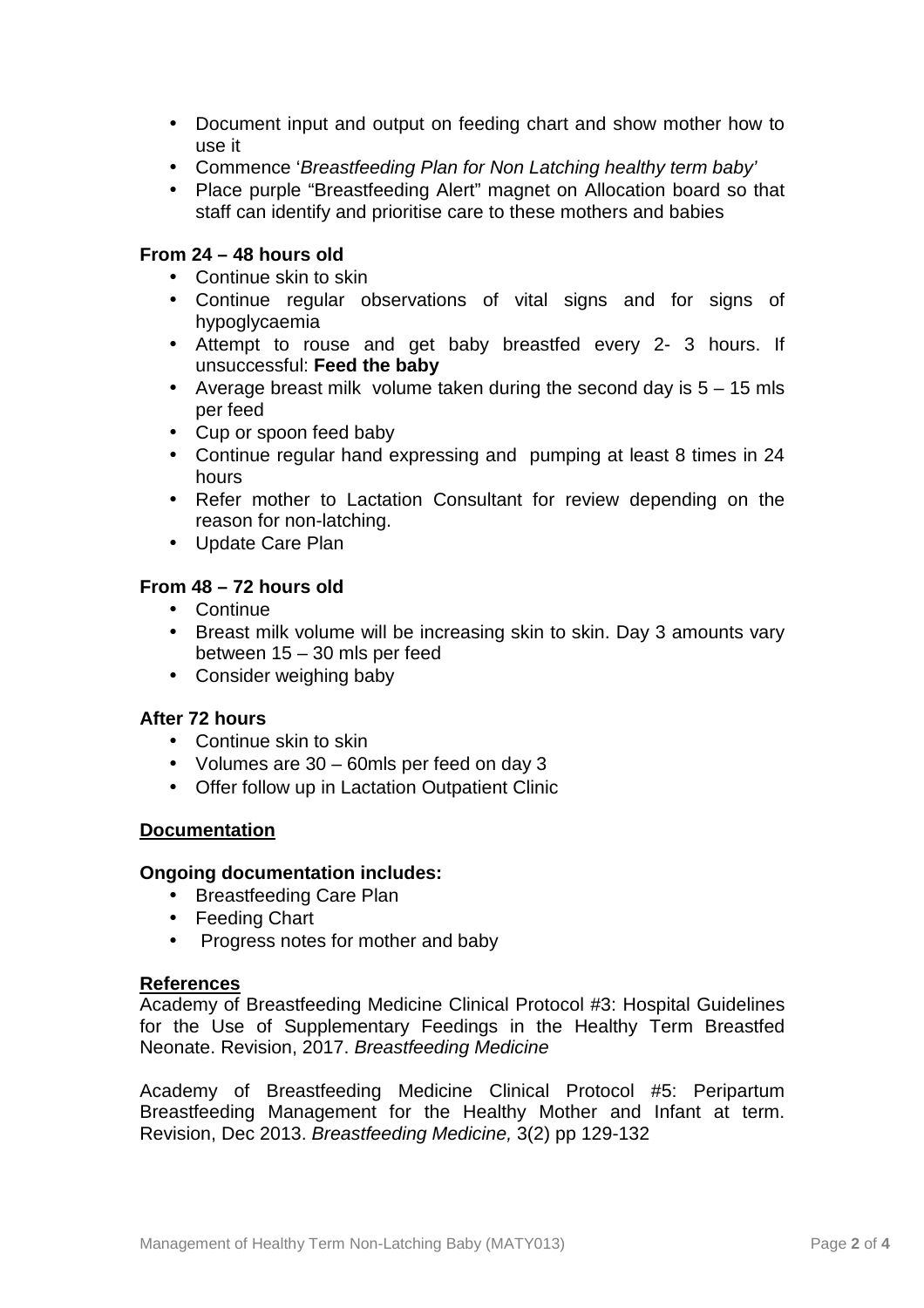- Document input and output on feeding chart and show mother how to use it
- Commence '*Breastfeeding Plan for Non Latching healthy term baby'*
- Place purple "Breastfeeding Alert" magnet on Allocation board so that staff can identify and prioritise care to these mothers and babies

**From 24 – 48 hours old**

- Continue skin to skin
- Continue regular observations of vital signs and for signs of hypoglycaemia
- Attempt to rouse and get baby breastfed every 2- 3 hours. If unsuccessful: **Feed the baby**
- Average breast milk volume taken during the second day is 5 – 15 mls per feed
- Cup or spoon feed baby
- Continue regular hand expressing and pumping at least 8 times in 24 hours
- Refer mother to Lactation Consultant for review depending on the reason for non-latching.
- Update Care Plan

**From 48 – 72 hours old**

- Continue
- Breast milk volume will be increasing skin to skin. Day 3 amounts vary between 15 – 30 mls per feed
- Consider weighing baby

**After 72 hours**

- Continue skin to skin
- Volumes are 30 – 60mls per feed on day 3
- Offer follow up in Lactation Outpatient Clinic

## Documentation

**Ongoing documentation includes:**

- Breastfeeding Care Plan
- Feeding Chart
- Progress notes for mother and baby

## References

Academy of Breastfeeding Medicine Clinical Protocol #3: Hospital Guidelines for the Use of Supplementary Feedings in the Healthy Term Breastfed Neonate. Revision, 2017. *Breastfeeding Medicine*

Academy of Breastfeeding Medicine Clinical Protocol #5: Peripartum Breastfeeding Management for the Healthy Mother and Infant at term. Revision, Dec 2013. *Breastfeeding Medicine,* 3(2) pp 129-132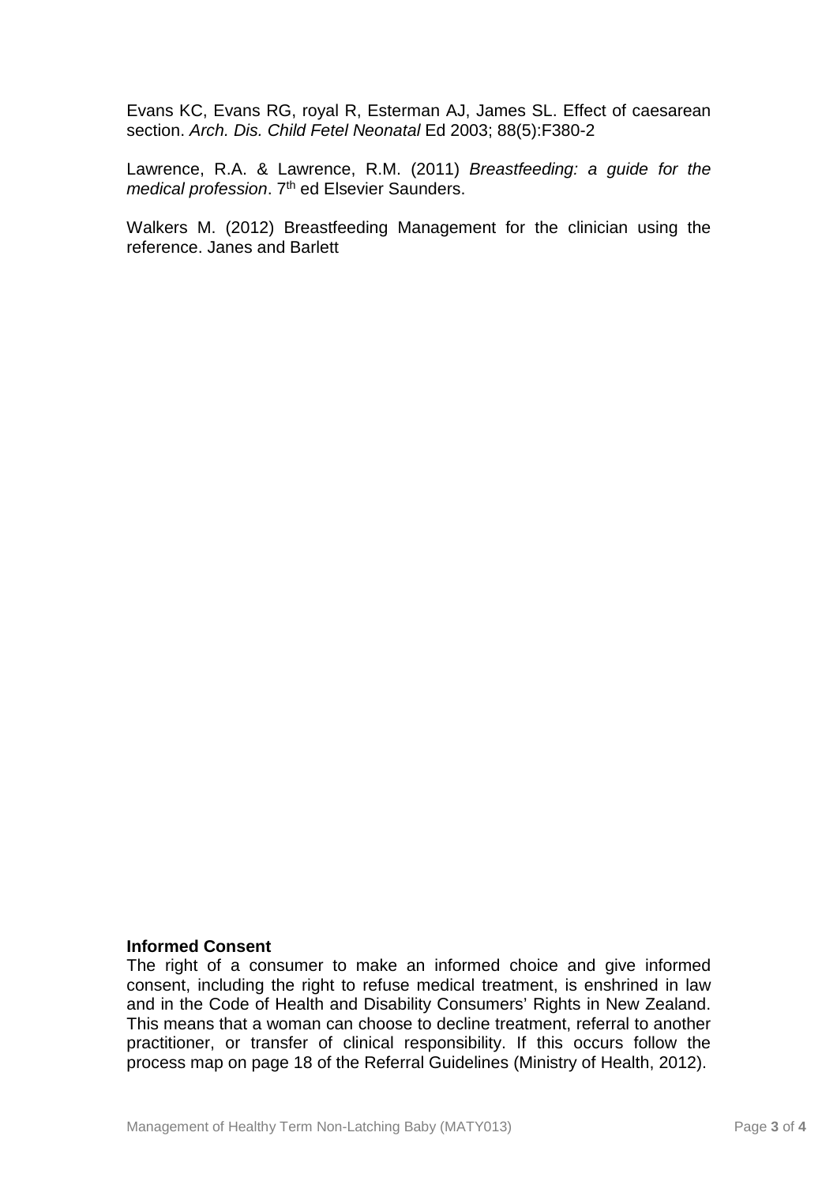Evans KC, Evans RG, royal R, Esterman AJ, James SL. Effect of caesarean section. *Arch. Dis. Child Fetel Neonatal* Ed 2003; 88(5):F380-2

Lawrence, R.A. & Lawrence, R.M. (2011) *Breastfeeding: a guide for the medical profession*. 7th ed Elsevier Saunders.

Walkers M. (2012) Breastfeeding Management for the clinician using the reference. Janes and Barlett

**Informed Consent**

The right of a consumer to make an informed choice and give informed consent, including the right to refuse medical treatment, is enshrined in law and in the Code of Health and Disability Consumers' Rights in New Zealand. This means that a woman can choose to decline treatment, referral to another practitioner, or transfer of clinical responsibility. If this occurs follow the process map on page 18 of the Referral Guidelines (Ministry of Health, 2012).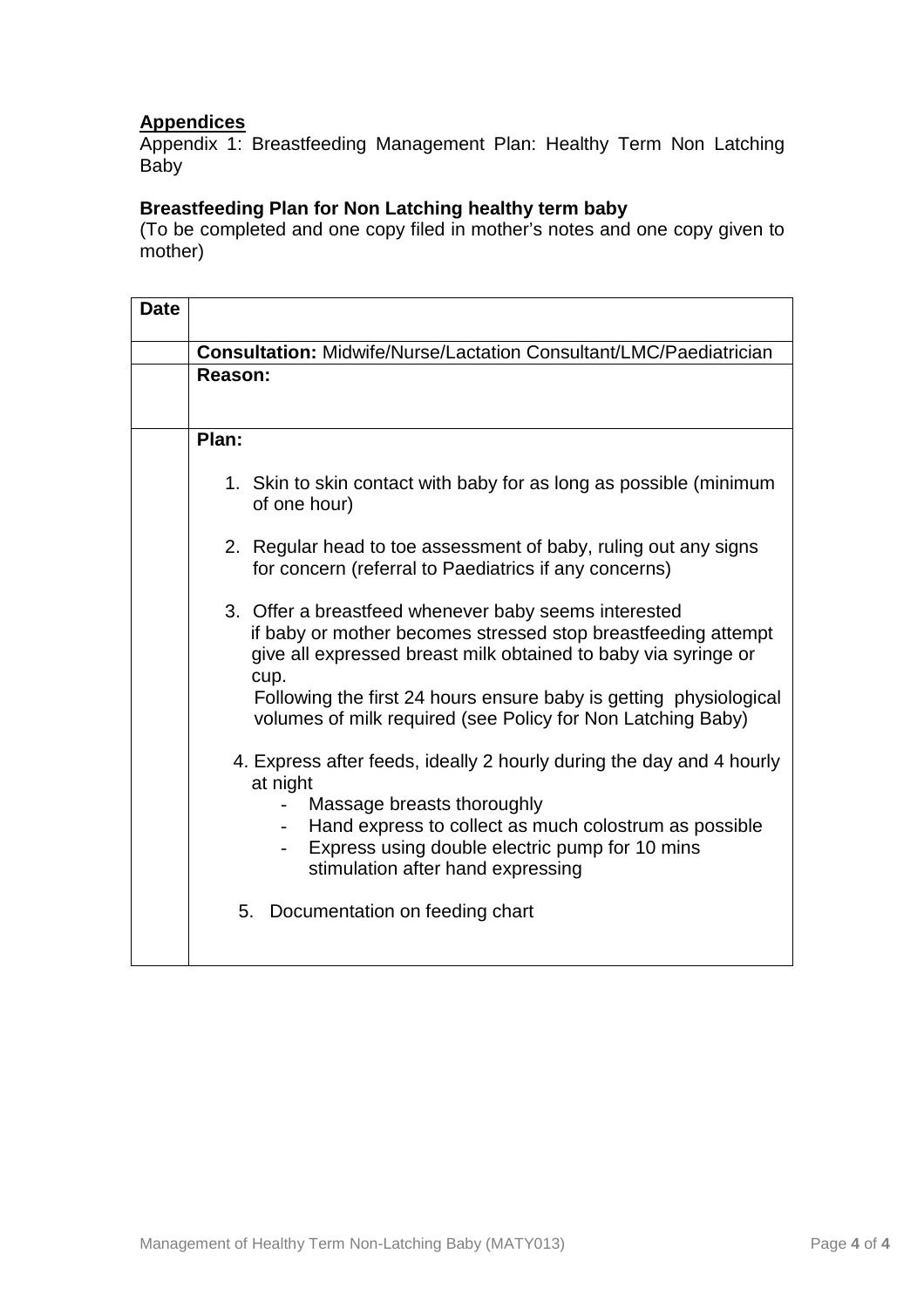**<u>Appendices</u>**

Appendix 1: Breastfeeding Management Plan: Healthy Term Non Latching Baby

**Breastfeeding Plan for Non Latching healthy term baby**

(To be completed and one copy filed in mother's notes and one copy given to mother)

| | |
|---|---|
| **Date** | |
| | **Consultation:** Midwife/Nurse/Lactation Consultant/LMC/Paediatrician |
| | **Reason:** |
| | **Plan:**<br><br>1. Skin to skin contact with baby for as long as possible (minimum of one hour)<br><br>2. Regular head to toe assessment of baby, ruling out any signs for concern (referral to Paediatrics if any concerns)<br><br>3. Offer a breastfeed whenever baby seems interested if baby or mother becomes stressed stop breastfeeding attempt give all expressed breast milk obtained to baby via syringe or cup.<br>Following the first 24 hours ensure baby is getting physiological volumes of milk required (see Policy for Non Latching Baby)<br><br>4. Express after feeds, ideally 2 hourly during the day and 4 hourly at night<br>- Massage breasts thoroughly<br>- Hand express to collect as much colostrum as possible<br>- Express using double electric pump for 10 mins stimulation after hand expressing<br><br>5. Documentation on feeding chart |